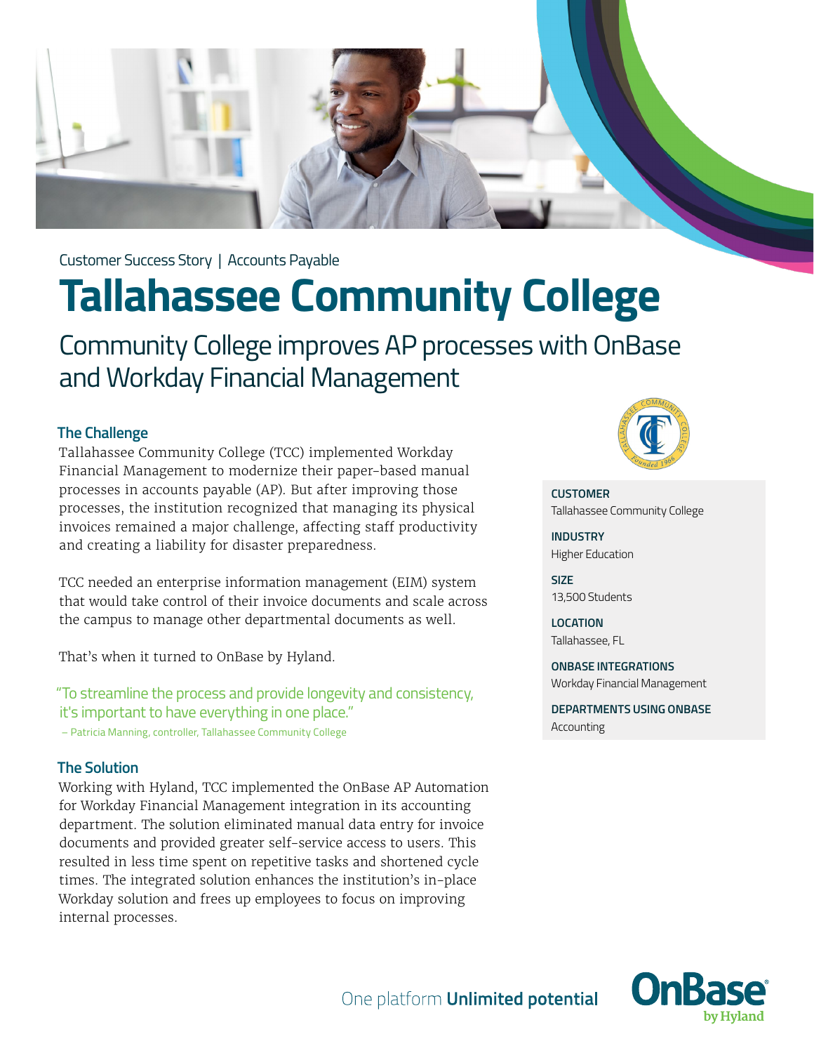Customer Success Story | Accounts Payable

# Tallahassee Community College

## Community College improves AP processes with OnBase and Workday Financial Management

### The Challenge

Tallahassee Community College (TCC) implemented Workday Financial Management to modernize their paper-based manual processes in accounts payable (AP). But after improving those processes, the institution recognized that managing its physical invoices remained a major challenge, affecting staff productivity and creating a liability for disaster preparedness.

TCC needed an enterprise information management (EIM) system that would take control of their invoice documents and scale across the campus to manage other departmental documents as well.

That's when it turned to OnBase by Hyland.

> "To streamline the process and provide longevity and consistency, it's important to have everything in one place."
>
> – Patricia Manning, controller, Tallahassee Community College

### The Solution

Working with Hyland, TCC implemented the OnBase AP Automation for Workday Financial Management integration in its accounting department. The solution eliminated manual data entry for invoice documents and provided greater self-service access to users. This resulted in less time spent on repetitive tasks and shortened cycle times. The integrated solution enhances the institution's in-place Workday solution and frees up employees to focus on improving internal processes.

**CUSTOMER**
Tallahassee Community College

**INDUSTRY**
Higher Education

**SIZE**
13,500 Students

**LOCATION**
Tallahassee, FL

**ONBASE INTEGRATIONS**
Workday Financial Management

**DEPARTMENTS USING ONBASE**
Accounting

One platform **Unlimited potential**

**OnBase** by Hyland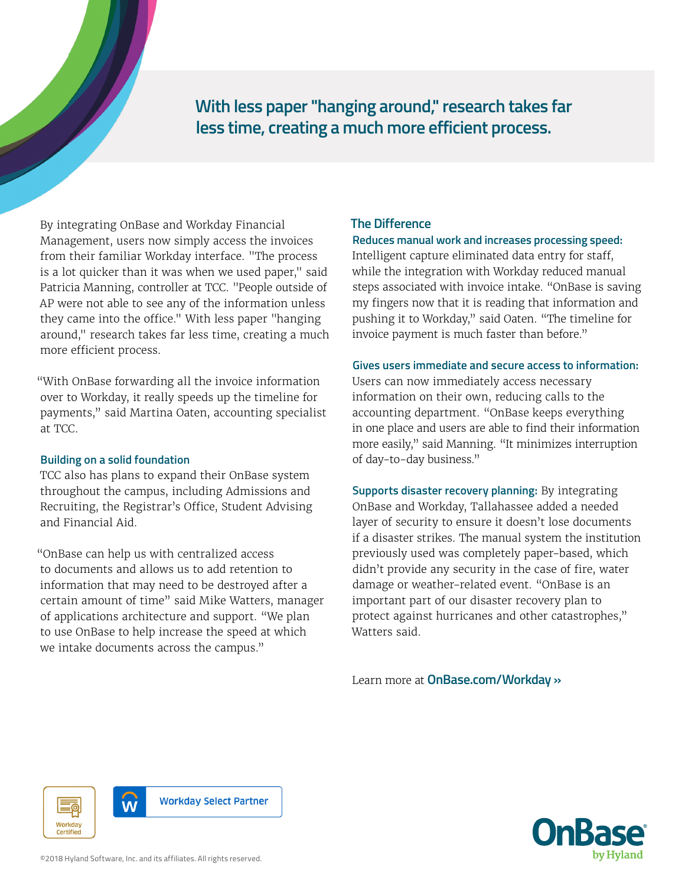**With less paper "hanging around," research takes far less time, creating a much more efficient process.**

By integrating OnBase and Workday Financial Management, users now simply access the invoices from their familiar Workday interface. "The process is a lot quicker than it was when we used paper," said Patricia Manning, controller at TCC. "People outside of AP were not able to see any of the information unless they came into the office." With less paper "hanging around," research takes far less time, creating a much more efficient process.

"With OnBase forwarding all the invoice information over to Workday, it really speeds up the timeline for payments," said Martina Oaten, accounting specialist at TCC.

### Building on a solid foundation

TCC also has plans to expand their OnBase system throughout the campus, including Admissions and Recruiting, the Registrar's Office, Student Advising and Financial Aid.

"OnBase can help us with centralized access to documents and allows us to add retention to information that may need to be destroyed after a certain amount of time" said Mike Watters, manager of applications architecture and support. "We plan to use OnBase to help increase the speed at which we intake documents across the campus."

## The Difference

**Reduces manual work and increases processing speed:** Intelligent capture eliminated data entry for staff, while the integration with Workday reduced manual steps associated with invoice intake. "OnBase is saving my fingers now that it is reading that information and pushing it to Workday," said Oaten. "The timeline for invoice payment is much faster than before."

**Gives users immediate and secure access to information:** Users can now immediately access necessary information on their own, reducing calls to the accounting department. "OnBase keeps everything in one place and users are able to find their information more easily," said Manning. "It minimizes interruption of day-to-day business."

**Supports disaster recovery planning:** By integrating OnBase and Workday, Tallahassee added a needed layer of security to ensure it doesn't lose documents if a disaster strikes. The manual system the institution previously used was completely paper-based, which didn't provide any security in the case of fire, water damage or weather-related event. "OnBase is an important part of our disaster recovery plan to protect against hurricanes and other catastrophes," Watters said.

Learn more at **OnBase.com/Workday ››**

Workday Certified

Workday Select Partner

OnBase by Hyland

©2018 Hyland Software, Inc. and its affiliates. All rights reserved.